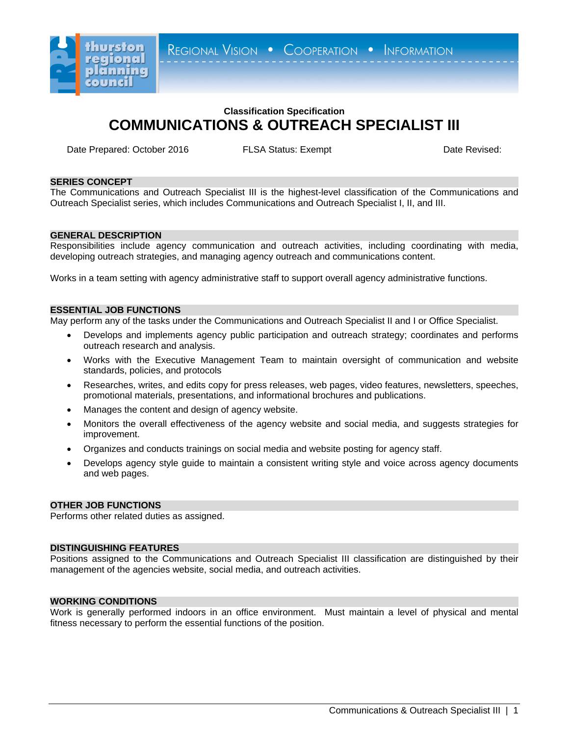thurston regional planning council

REGIONAL VISION • COOPERATION • INFORMATION

**Classification Specification**

# COMMUNICATIONS & OUTREACH SPECIALIST III

Date Prepared: October 2016 FLSA Status: Exempt Date Revised:

## SERIES CONCEPT

The Communications and Outreach Specialist III is the highest-level classification of the Communications and Outreach Specialist series, which includes Communications and Outreach Specialist I, II, and III.

## GENERAL DESCRIPTION

Responsibilities include agency communication and outreach activities, including coordinating with media, developing outreach strategies, and managing agency outreach and communications content.

Works in a team setting with agency administrative staff to support overall agency administrative functions.

## ESSENTIAL JOB FUNCTIONS

May perform any of the tasks under the Communications and Outreach Specialist II and I or Office Specialist.

- Develops and implements agency public participation and outreach strategy; coordinates and performs outreach research and analysis.
- Works with the Executive Management Team to maintain oversight of communication and website standards, policies, and protocols
- Researches, writes, and edits copy for press releases, web pages, video features, newsletters, speeches, promotional materials, presentations, and informational brochures and publications.
- Manages the content and design of agency website.
- Monitors the overall effectiveness of the agency website and social media, and suggests strategies for improvement.
- Organizes and conducts trainings on social media and website posting for agency staff.
- Develops agency style guide to maintain a consistent writing style and voice across agency documents and web pages.

## OTHER JOB FUNCTIONS

Performs other related duties as assigned.

## DISTINGUISHING FEATURES

Positions assigned to the Communications and Outreach Specialist III classification are distinguished by their management of the agencies website, social media, and outreach activities.

## WORKING CONDITIONS

Work is generally performed indoors in an office environment. Must maintain a level of physical and mental fitness necessary to perform the essential functions of the position.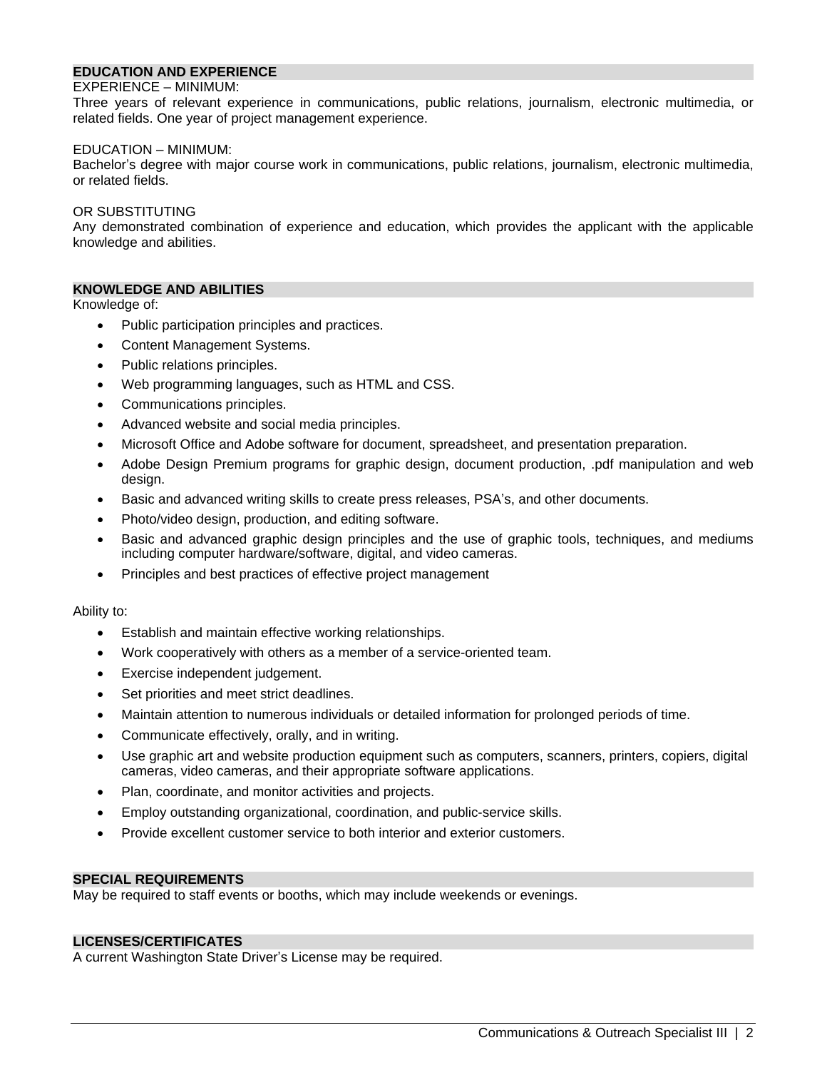## EDUCATION AND EXPERIENCE

EXPERIENCE – MINIMUM:

Three years of relevant experience in communications, public relations, journalism, electronic multimedia, or related fields. One year of project management experience.

EDUCATION – MINIMUM:

Bachelor's degree with major course work in communications, public relations, journalism, electronic multimedia, or related fields.

OR SUBSTITUTING

Any demonstrated combination of experience and education, which provides the applicant with the applicable knowledge and abilities.

## KNOWLEDGE AND ABILITIES

Knowledge of:

- Public participation principles and practices.
- Content Management Systems.
- Public relations principles.
- Web programming languages, such as HTML and CSS.
- Communications principles.
- Advanced website and social media principles.
- Microsoft Office and Adobe software for document, spreadsheet, and presentation preparation.
- Adobe Design Premium programs for graphic design, document production, .pdf manipulation and web design.
- Basic and advanced writing skills to create press releases, PSA's, and other documents.
- Photo/video design, production, and editing software.
- Basic and advanced graphic design principles and the use of graphic tools, techniques, and mediums including computer hardware/software, digital, and video cameras.
- Principles and best practices of effective project management

Ability to:

- Establish and maintain effective working relationships.
- Work cooperatively with others as a member of a service-oriented team.
- Exercise independent judgement.
- Set priorities and meet strict deadlines.
- Maintain attention to numerous individuals or detailed information for prolonged periods of time.
- Communicate effectively, orally, and in writing.
- Use graphic art and website production equipment such as computers, scanners, printers, copiers, digital cameras, video cameras, and their appropriate software applications.
- Plan, coordinate, and monitor activities and projects.
- Employ outstanding organizational, coordination, and public-service skills.
- Provide excellent customer service to both interior and exterior customers.

## SPECIAL REQUIREMENTS

May be required to staff events or booths, which may include weekends or evenings.

## LICENSES/CERTIFICATES

A current Washington State Driver's License may be required.